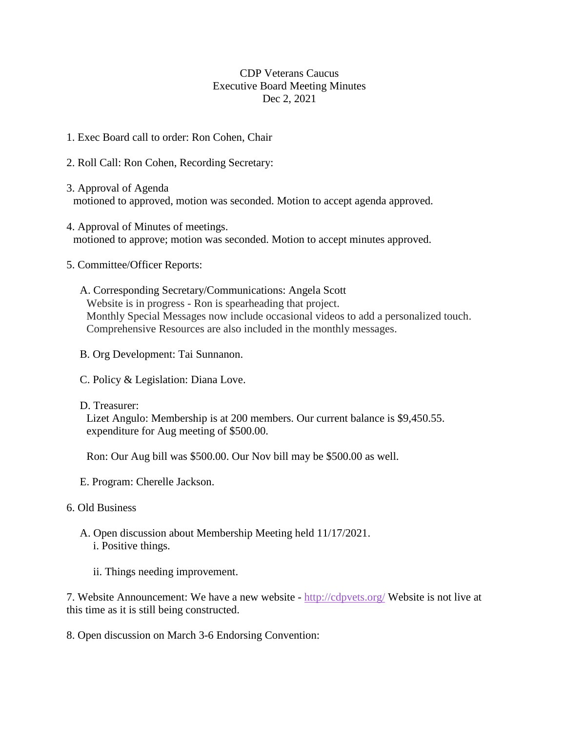CDP Veterans Caucus
Executive Board Meeting Minutes
Dec 2, 2021

1. Exec Board call to order: Ron Cohen, Chair

2. Roll Call: Ron Cohen, Recording Secretary:

3. Approval of Agenda
   motioned to approved, motion was seconded. Motion to accept agenda approved.

4. Approval of Minutes of meetings.
   motioned to approve; motion was seconded. Motion to accept minutes approved.

5. Committee/Officer Reports:

   A. Corresponding Secretary/Communications: Angela Scott
      Website is in progress - Ron is spearheading that project.
      Monthly Special Messages now include occasional videos to add a personalized touch.
      Comprehensive Resources are also included in the monthly messages.

   B. Org Development: Tai Sunnanon.

   C. Policy & Legislation: Diana Love.

   D. Treasurer:
      Lizet Angulo: Membership is at 200 members. Our current balance is $9,450.55.
      expenditure for Aug meeting of $500.00.

      Ron: Our Aug bill was $500.00. Our Nov bill may be $500.00 as well.

   E. Program: Cherelle Jackson.

6. Old Business

   A. Open discussion about Membership Meeting held 11/17/2021.
      i. Positive things.

      ii. Things needing improvement.

7. Website Announcement: We have a new website - [http://cdpvets.org/](http://cdpvets.org/) Website is not live at this time as it is still being constructed.

8. Open discussion on March 3-6 Endorsing Convention: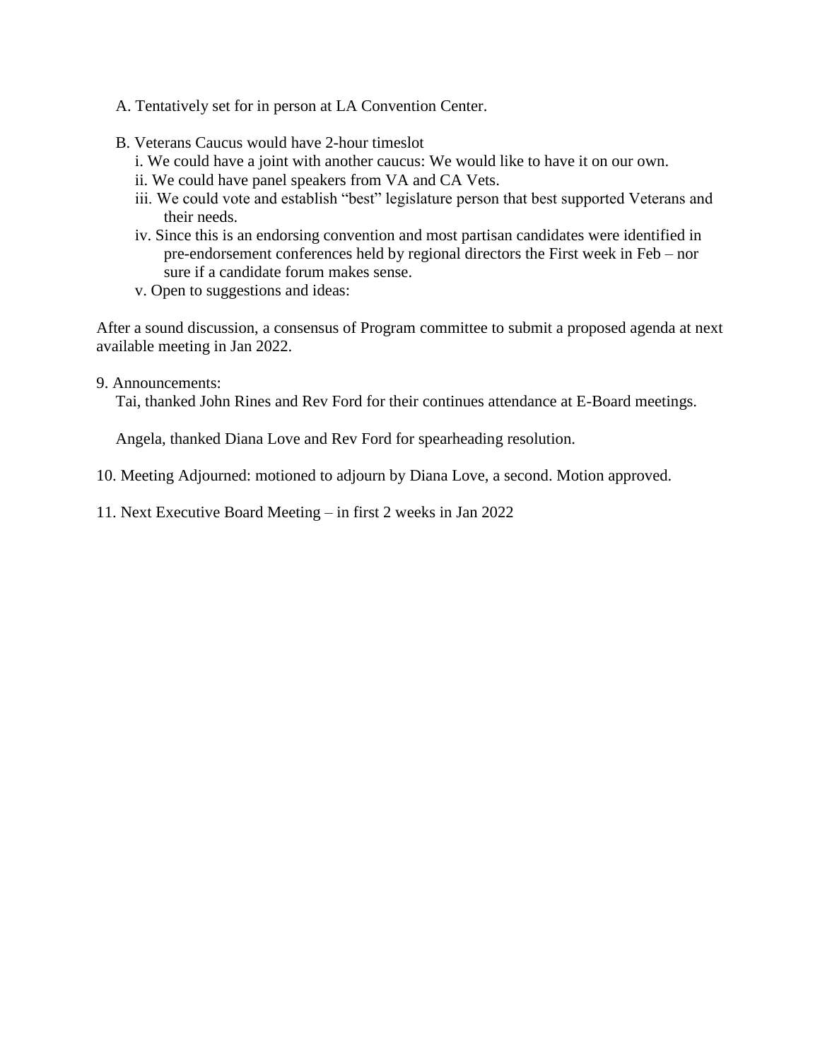A. Tentatively set for in person at LA Convention Center.

B. Veterans Caucus would have 2-hour timeslot

i. We could have a joint with another caucus: We would like to have it on our own.

ii. We could have panel speakers from VA and CA Vets.

iii. We could vote and establish “best” legislature person that best supported Veterans and their needs.

iv. Since this is an endorsing convention and most partisan candidates were identified in pre-endorsement conferences held by regional directors the First week in Feb – nor sure if a candidate forum makes sense.

v. Open to suggestions and ideas:

After a sound discussion, a consensus of Program committee to submit a proposed agenda at next available meeting in Jan 2022.

9. Announcements:

Tai, thanked John Rines and Rev Ford for their continues attendance at E-Board meetings.

Angela, thanked Diana Love and Rev Ford for spearheading resolution.

10. Meeting Adjourned: motioned to adjourn by Diana Love, a second. Motion approved.

11. Next Executive Board Meeting – in first 2 weeks in Jan 2022